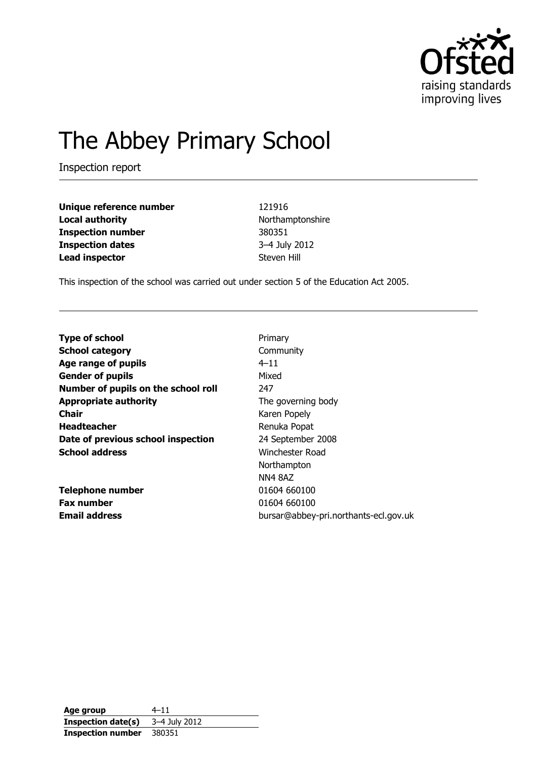Ofsted
raising standards
improving lives

# The Abbey Primary School

Inspection report

| | |
|---|---|
| **Unique reference number** | 121916 |
| **Local authority** | Northamptonshire |
| **Inspection number** | 380351 |
| **Inspection dates** | 3–4 July 2012 |
| **Lead inspector** | Steven Hill |

This inspection of the school was carried out under section 5 of the Education Act 2005.

| | |
|---|---|
| **Type of school** | Primary |
| **School category** | Community |
| **Age range of pupils** | 4–11 |
| **Gender of pupils** | Mixed |
| **Number of pupils on the school roll** | 247 |
| **Appropriate authority** | The governing body |
| **Chair** | Karen Popely |
| **Headteacher** | Renuka Popat |
| **Date of previous school inspection** | 24 September 2008 |
| **School address** | Winchester Road<br>Northampton<br>NN4 8AZ |
| **Telephone number** | 01604 660100 |
| **Fax number** | 01604 660100 |
| **Email address** | bursar@abbey-pri.northants-ecl.gov.uk |

| | |
|---|---|
| **Age group** | 4–11 |
| **Inspection date(s)** | 3–4 July 2012 |
| **Inspection number** | 380351 |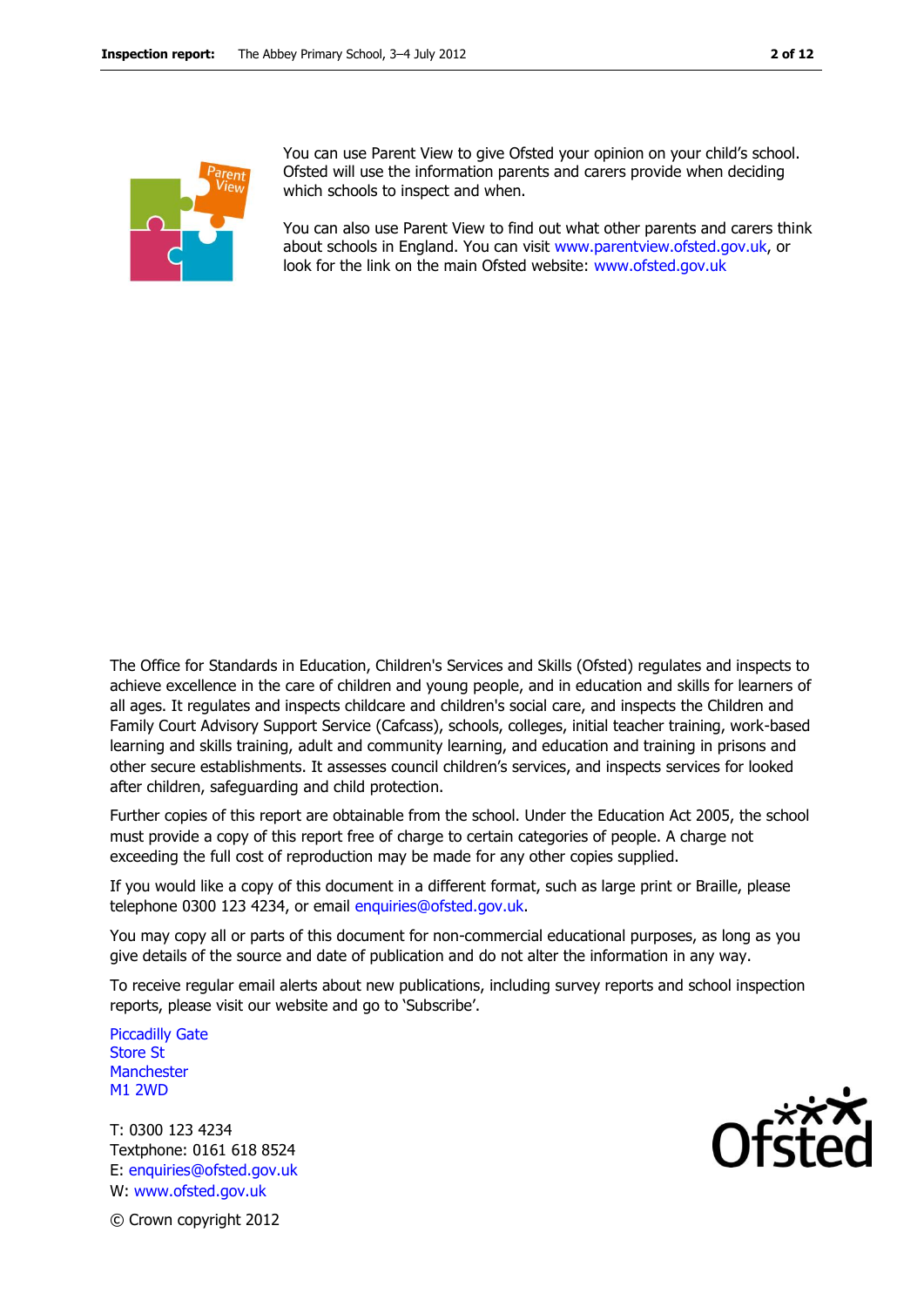You can use Parent View to give Ofsted your opinion on your child's school. Ofsted will use the information parents and carers provide when deciding which schools to inspect and when.

You can also use Parent View to find out what other parents and carers think about schools in England. You can visit www.parentview.ofsted.gov.uk, or look for the link on the main Ofsted website: www.ofsted.gov.uk

The Office for Standards in Education, Children's Services and Skills (Ofsted) regulates and inspects to achieve excellence in the care of children and young people, and in education and skills for learners of all ages. It regulates and inspects childcare and children's social care, and inspects the Children and Family Court Advisory Support Service (Cafcass), schools, colleges, initial teacher training, work-based learning and skills training, adult and community learning, and education and training in prisons and other secure establishments. It assesses council children's services, and inspects services for looked after children, safeguarding and child protection.

Further copies of this report are obtainable from the school. Under the Education Act 2005, the school must provide a copy of this report free of charge to certain categories of people. A charge not exceeding the full cost of reproduction may be made for any other copies supplied.

If you would like a copy of this document in a different format, such as large print or Braille, please telephone 0300 123 4234, or email enquiries@ofsted.gov.uk.

You may copy all or parts of this document for non-commercial educational purposes, as long as you give details of the source and date of publication and do not alter the information in any way.

To receive regular email alerts about new publications, including survey reports and school inspection reports, please visit our website and go to 'Subscribe'.

Piccadilly Gate
Store St
Manchester
M1 2WD

T: 0300 123 4234
Textphone: 0161 618 8524
E: enquiries@ofsted.gov.uk
W: www.ofsted.gov.uk

© Crown copyright 2012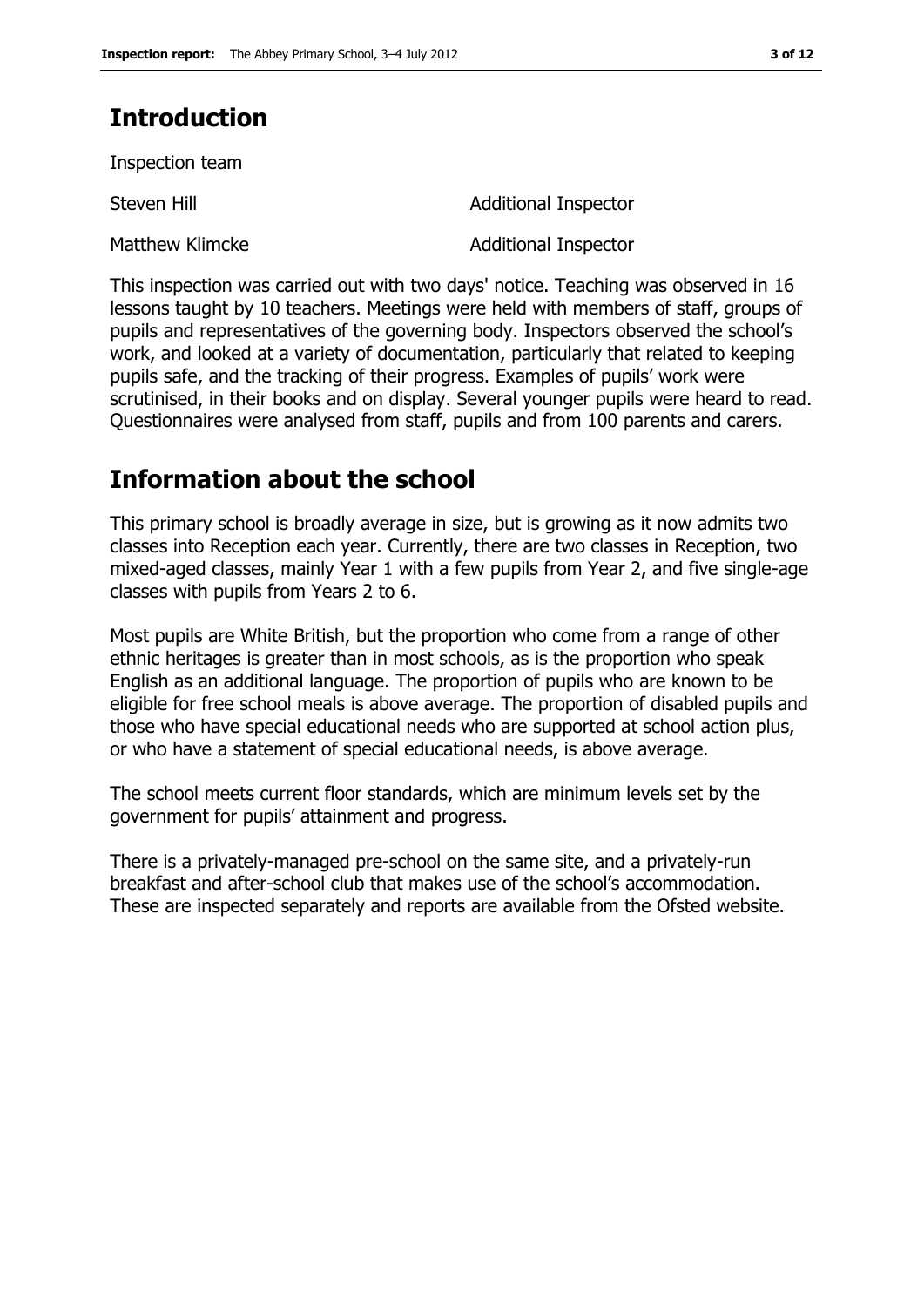## Introduction

Inspection team

| | |
|---|---|
| Steven Hill | Additional Inspector |
| Matthew Klimcke | Additional Inspector |

This inspection was carried out with two days' notice. Teaching was observed in 16 lessons taught by 10 teachers. Meetings were held with members of staff, groups of pupils and representatives of the governing body. Inspectors observed the school's work, and looked at a variety of documentation, particularly that related to keeping pupils safe, and the tracking of their progress. Examples of pupils' work were scrutinised, in their books and on display. Several younger pupils were heard to read. Questionnaires were analysed from staff, pupils and from 100 parents and carers.

## Information about the school

This primary school is broadly average in size, but is growing as it now admits two classes into Reception each year. Currently, there are two classes in Reception, two mixed-aged classes, mainly Year 1 with a few pupils from Year 2, and five single-age classes with pupils from Years 2 to 6.

Most pupils are White British, but the proportion who come from a range of other ethnic heritages is greater than in most schools, as is the proportion who speak English as an additional language. The proportion of pupils who are known to be eligible for free school meals is above average. The proportion of disabled pupils and those who have special educational needs who are supported at school action plus, or who have a statement of special educational needs, is above average.

The school meets current floor standards, which are minimum levels set by the government for pupils' attainment and progress.

There is a privately-managed pre-school on the same site, and a privately-run breakfast and after-school club that makes use of the school's accommodation. These are inspected separately and reports are available from the Ofsted website.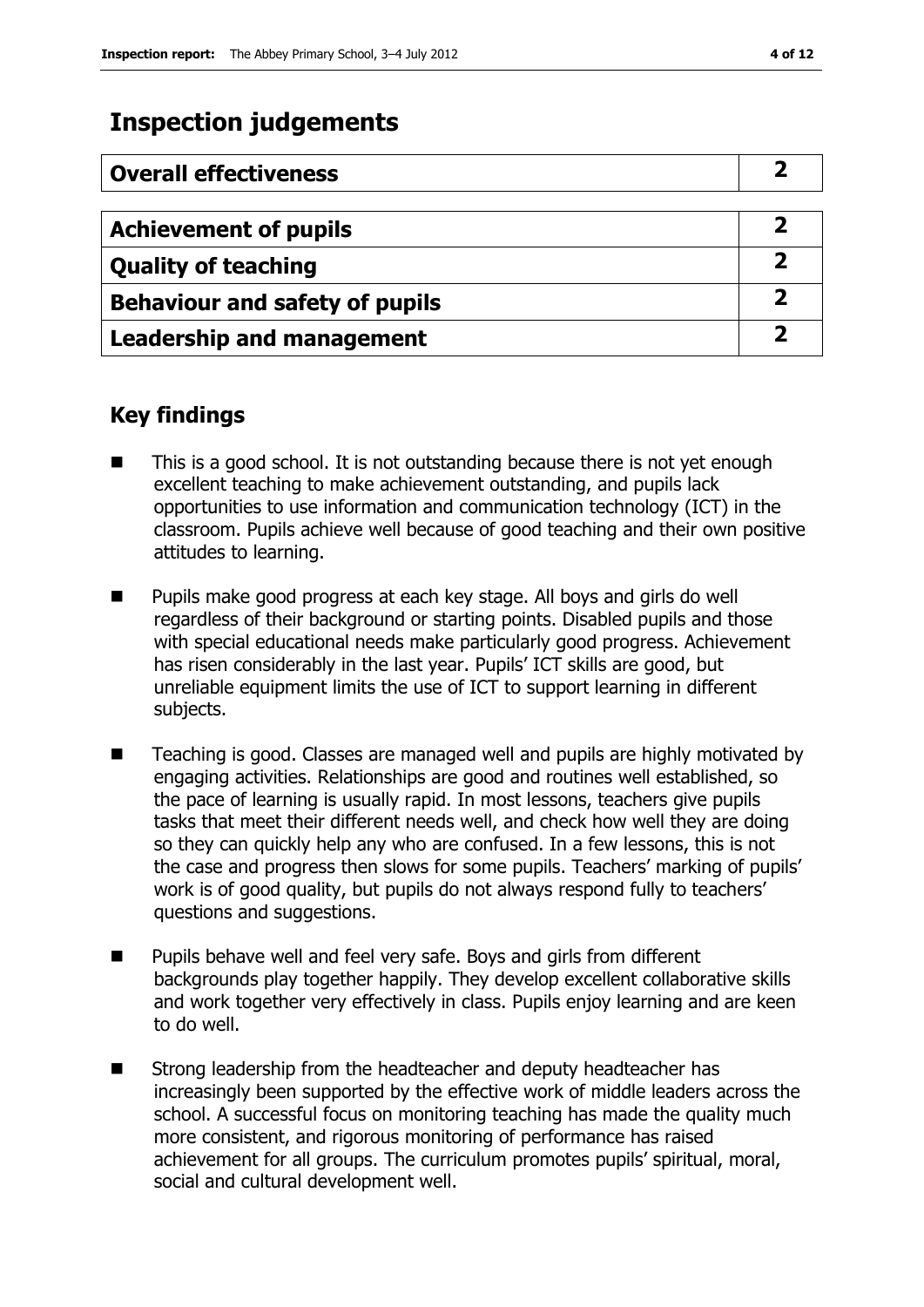## Inspection judgements

| Overall effectiveness | 2 |
|---|---|

| Achievement of pupils | 2 |
|---|---|
| Quality of teaching | 2 |
| Behaviour and safety of pupils | 2 |
| Leadership and management | 2 |

### Key findings

- This is a good school. It is not outstanding because there is not yet enough excellent teaching to make achievement outstanding, and pupils lack opportunities to use information and communication technology (ICT) in the classroom. Pupils achieve well because of good teaching and their own positive attitudes to learning.
- Pupils make good progress at each key stage. All boys and girls do well regardless of their background or starting points. Disabled pupils and those with special educational needs make particularly good progress. Achievement has risen considerably in the last year. Pupils' ICT skills are good, but unreliable equipment limits the use of ICT to support learning in different subjects.
- Teaching is good. Classes are managed well and pupils are highly motivated by engaging activities. Relationships are good and routines well established, so the pace of learning is usually rapid. In most lessons, teachers give pupils tasks that meet their different needs well, and check how well they are doing so they can quickly help any who are confused. In a few lessons, this is not the case and progress then slows for some pupils. Teachers' marking of pupils' work is of good quality, but pupils do not always respond fully to teachers' questions and suggestions.
- Pupils behave well and feel very safe. Boys and girls from different backgrounds play together happily. They develop excellent collaborative skills and work together very effectively in class. Pupils enjoy learning and are keen to do well.
- Strong leadership from the headteacher and deputy headteacher has increasingly been supported by the effective work of middle leaders across the school. A successful focus on monitoring teaching has made the quality much more consistent, and rigorous monitoring of performance has raised achievement for all groups. The curriculum promotes pupils' spiritual, moral, social and cultural development well.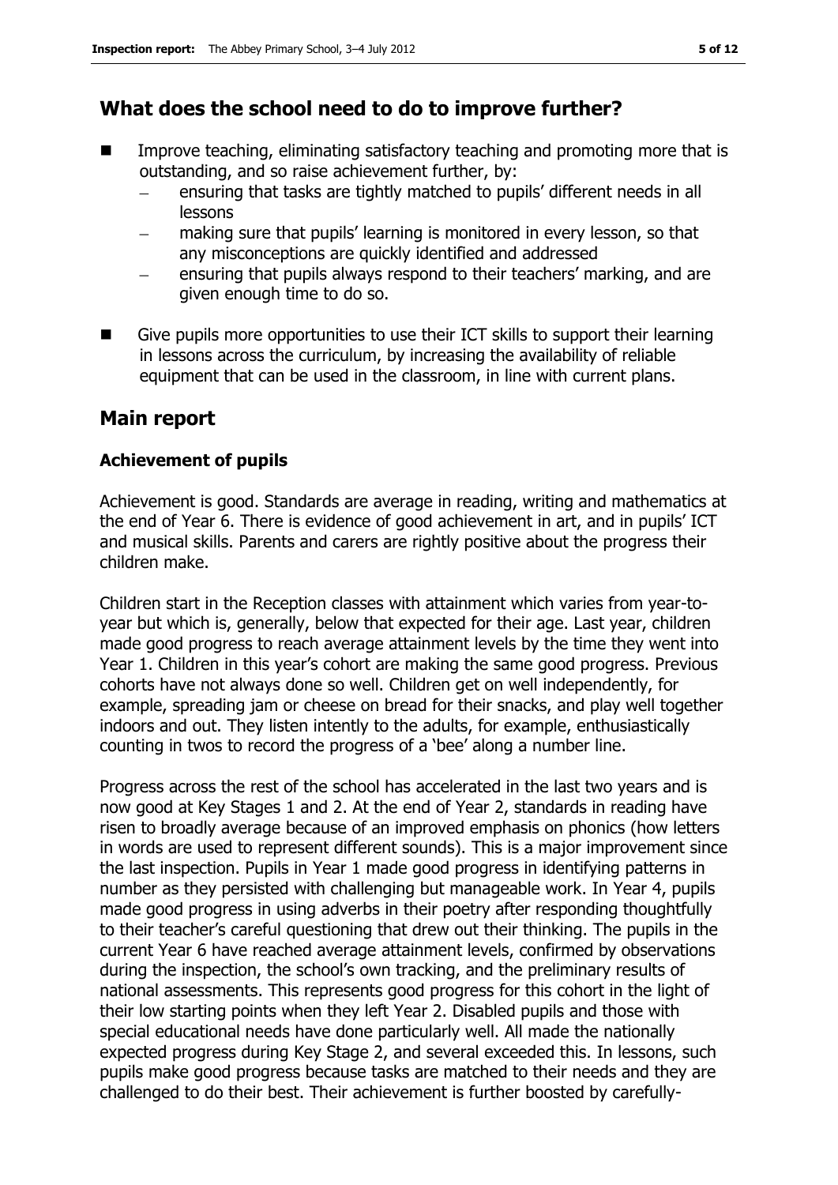## What does the school need to do to improve further?

- Improve teaching, eliminating satisfactory teaching and promoting more that is outstanding, and so raise achievement further, by:
  - ensuring that tasks are tightly matched to pupils' different needs in all lessons
  - making sure that pupils' learning is monitored in every lesson, so that any misconceptions are quickly identified and addressed
  - ensuring that pupils always respond to their teachers' marking, and are given enough time to do so.
- Give pupils more opportunities to use their ICT skills to support their learning in lessons across the curriculum, by increasing the availability of reliable equipment that can be used in the classroom, in line with current plans.

## Main report

### Achievement of pupils

Achievement is good. Standards are average in reading, writing and mathematics at the end of Year 6. There is evidence of good achievement in art, and in pupils' ICT and musical skills. Parents and carers are rightly positive about the progress their children make.

Children start in the Reception classes with attainment which varies from year-to-year but which is, generally, below that expected for their age. Last year, children made good progress to reach average attainment levels by the time they went into Year 1. Children in this year's cohort are making the same good progress. Previous cohorts have not always done so well. Children get on well independently, for example, spreading jam or cheese on bread for their snacks, and play well together indoors and out. They listen intently to the adults, for example, enthusiastically counting in twos to record the progress of a 'bee' along a number line.

Progress across the rest of the school has accelerated in the last two years and is now good at Key Stages 1 and 2. At the end of Year 2, standards in reading have risen to broadly average because of an improved emphasis on phonics (how letters in words are used to represent different sounds). This is a major improvement since the last inspection. Pupils in Year 1 made good progress in identifying patterns in number as they persisted with challenging but manageable work. In Year 4, pupils made good progress in using adverbs in their poetry after responding thoughtfully to their teacher's careful questioning that drew out their thinking. The pupils in the current Year 6 have reached average attainment levels, confirmed by observations during the inspection, the school's own tracking, and the preliminary results of national assessments. This represents good progress for this cohort in the light of their low starting points when they left Year 2. Disabled pupils and those with special educational needs have done particularly well. All made the nationally expected progress during Key Stage 2, and several exceeded this. In lessons, such pupils make good progress because tasks are matched to their needs and they are challenged to do their best. Their achievement is further boosted by carefully-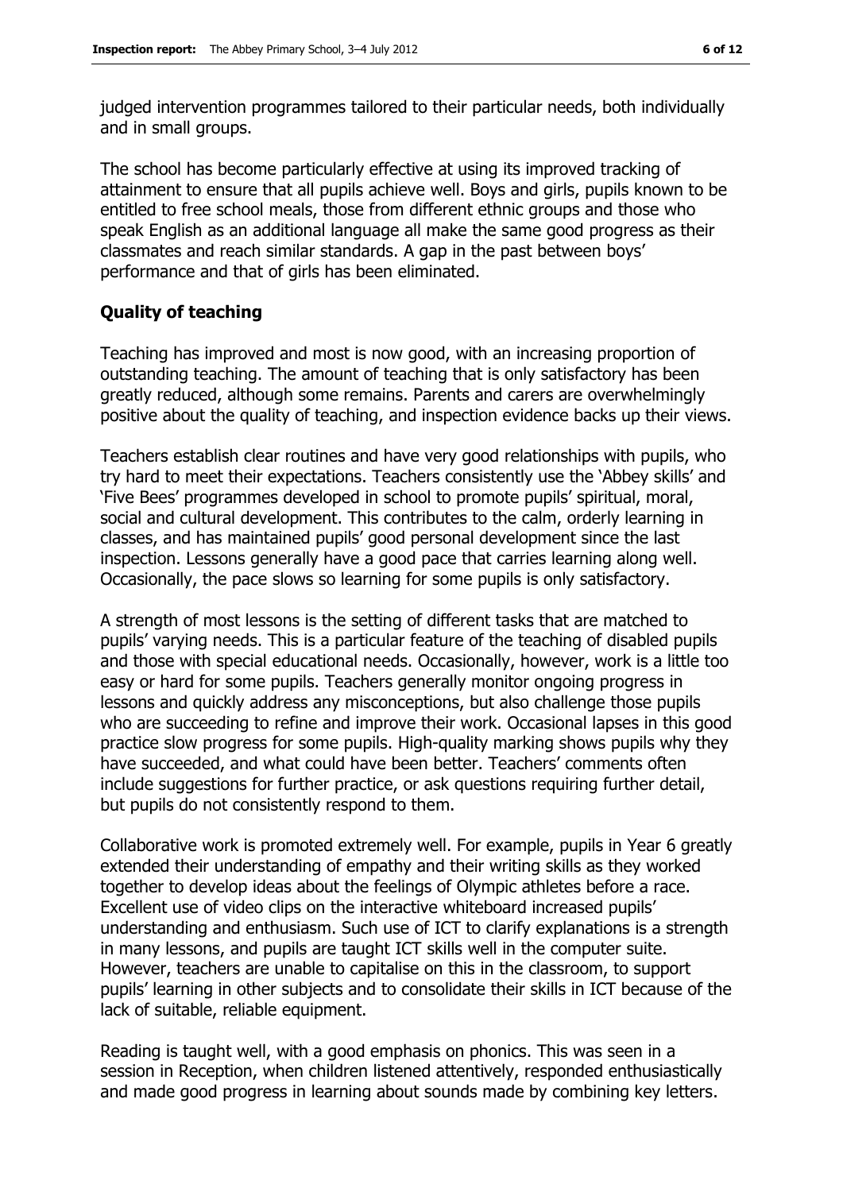judged intervention programmes tailored to their particular needs, both individually and in small groups.

The school has become particularly effective at using its improved tracking of attainment to ensure that all pupils achieve well. Boys and girls, pupils known to be entitled to free school meals, those from different ethnic groups and those who speak English as an additional language all make the same good progress as their classmates and reach similar standards. A gap in the past between boys' performance and that of girls has been eliminated.

### Quality of teaching

Teaching has improved and most is now good, with an increasing proportion of outstanding teaching. The amount of teaching that is only satisfactory has been greatly reduced, although some remains. Parents and carers are overwhelmingly positive about the quality of teaching, and inspection evidence backs up their views.

Teachers establish clear routines and have very good relationships with pupils, who try hard to meet their expectations. Teachers consistently use the 'Abbey skills' and 'Five Bees' programmes developed in school to promote pupils' spiritual, moral, social and cultural development. This contributes to the calm, orderly learning in classes, and has maintained pupils' good personal development since the last inspection. Lessons generally have a good pace that carries learning along well. Occasionally, the pace slows so learning for some pupils is only satisfactory.

A strength of most lessons is the setting of different tasks that are matched to pupils' varying needs. This is a particular feature of the teaching of disabled pupils and those with special educational needs. Occasionally, however, work is a little too easy or hard for some pupils. Teachers generally monitor ongoing progress in lessons and quickly address any misconceptions, but also challenge those pupils who are succeeding to refine and improve their work. Occasional lapses in this good practice slow progress for some pupils. High-quality marking shows pupils why they have succeeded, and what could have been better. Teachers' comments often include suggestions for further practice, or ask questions requiring further detail, but pupils do not consistently respond to them.

Collaborative work is promoted extremely well. For example, pupils in Year 6 greatly extended their understanding of empathy and their writing skills as they worked together to develop ideas about the feelings of Olympic athletes before a race. Excellent use of video clips on the interactive whiteboard increased pupils' understanding and enthusiasm. Such use of ICT to clarify explanations is a strength in many lessons, and pupils are taught ICT skills well in the computer suite. However, teachers are unable to capitalise on this in the classroom, to support pupils' learning in other subjects and to consolidate their skills in ICT because of the lack of suitable, reliable equipment.

Reading is taught well, with a good emphasis on phonics. This was seen in a session in Reception, when children listened attentively, responded enthusiastically and made good progress in learning about sounds made by combining key letters.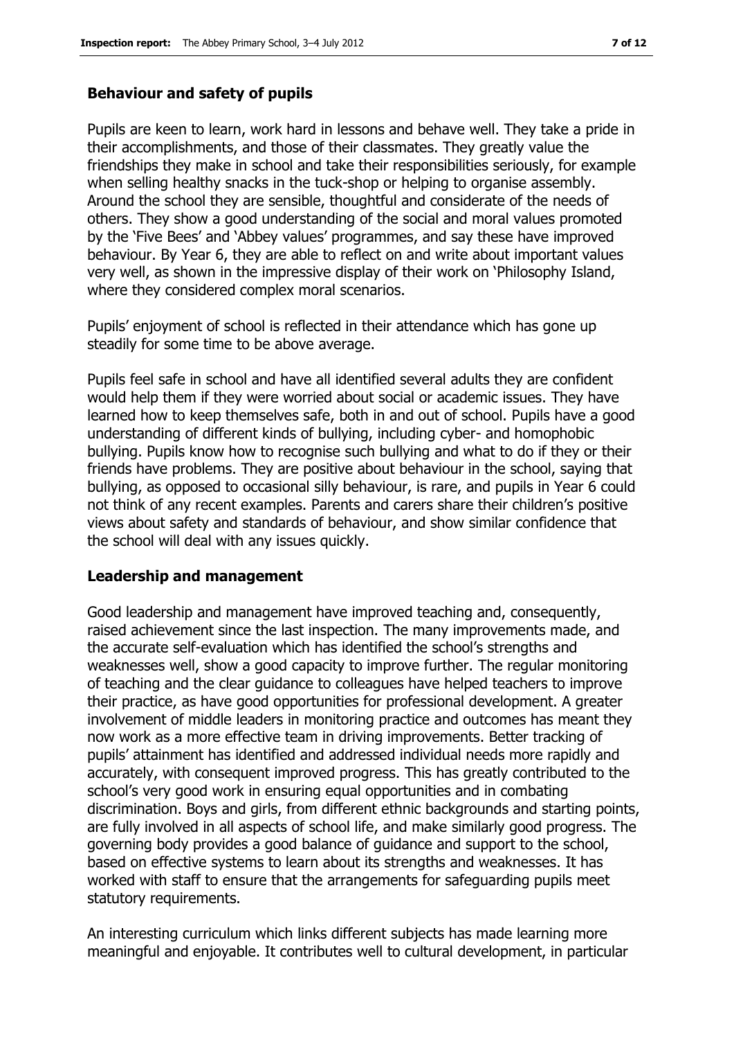## Behaviour and safety of pupils

Pupils are keen to learn, work hard in lessons and behave well. They take a pride in their accomplishments, and those of their classmates. They greatly value the friendships they make in school and take their responsibilities seriously, for example when selling healthy snacks in the tuck-shop or helping to organise assembly. Around the school they are sensible, thoughtful and considerate of the needs of others. They show a good understanding of the social and moral values promoted by the 'Five Bees' and 'Abbey values' programmes, and say these have improved behaviour. By Year 6, they are able to reflect on and write about important values very well, as shown in the impressive display of their work on 'Philosophy Island, where they considered complex moral scenarios.

Pupils' enjoyment of school is reflected in their attendance which has gone up steadily for some time to be above average.

Pupils feel safe in school and have all identified several adults they are confident would help them if they were worried about social or academic issues. They have learned how to keep themselves safe, both in and out of school. Pupils have a good understanding of different kinds of bullying, including cyber- and homophobic bullying. Pupils know how to recognise such bullying and what to do if they or their friends have problems. They are positive about behaviour in the school, saying that bullying, as opposed to occasional silly behaviour, is rare, and pupils in Year 6 could not think of any recent examples. Parents and carers share their children's positive views about safety and standards of behaviour, and show similar confidence that the school will deal with any issues quickly.

## Leadership and management

Good leadership and management have improved teaching and, consequently, raised achievement since the last inspection. The many improvements made, and the accurate self-evaluation which has identified the school's strengths and weaknesses well, show a good capacity to improve further. The regular monitoring of teaching and the clear guidance to colleagues have helped teachers to improve their practice, as have good opportunities for professional development. A greater involvement of middle leaders in monitoring practice and outcomes has meant they now work as a more effective team in driving improvements. Better tracking of pupils' attainment has identified and addressed individual needs more rapidly and accurately, with consequent improved progress. This has greatly contributed to the school's very good work in ensuring equal opportunities and in combating discrimination. Boys and girls, from different ethnic backgrounds and starting points, are fully involved in all aspects of school life, and make similarly good progress. The governing body provides a good balance of guidance and support to the school, based on effective systems to learn about its strengths and weaknesses. It has worked with staff to ensure that the arrangements for safeguarding pupils meet statutory requirements.

An interesting curriculum which links different subjects has made learning more meaningful and enjoyable. It contributes well to cultural development, in particular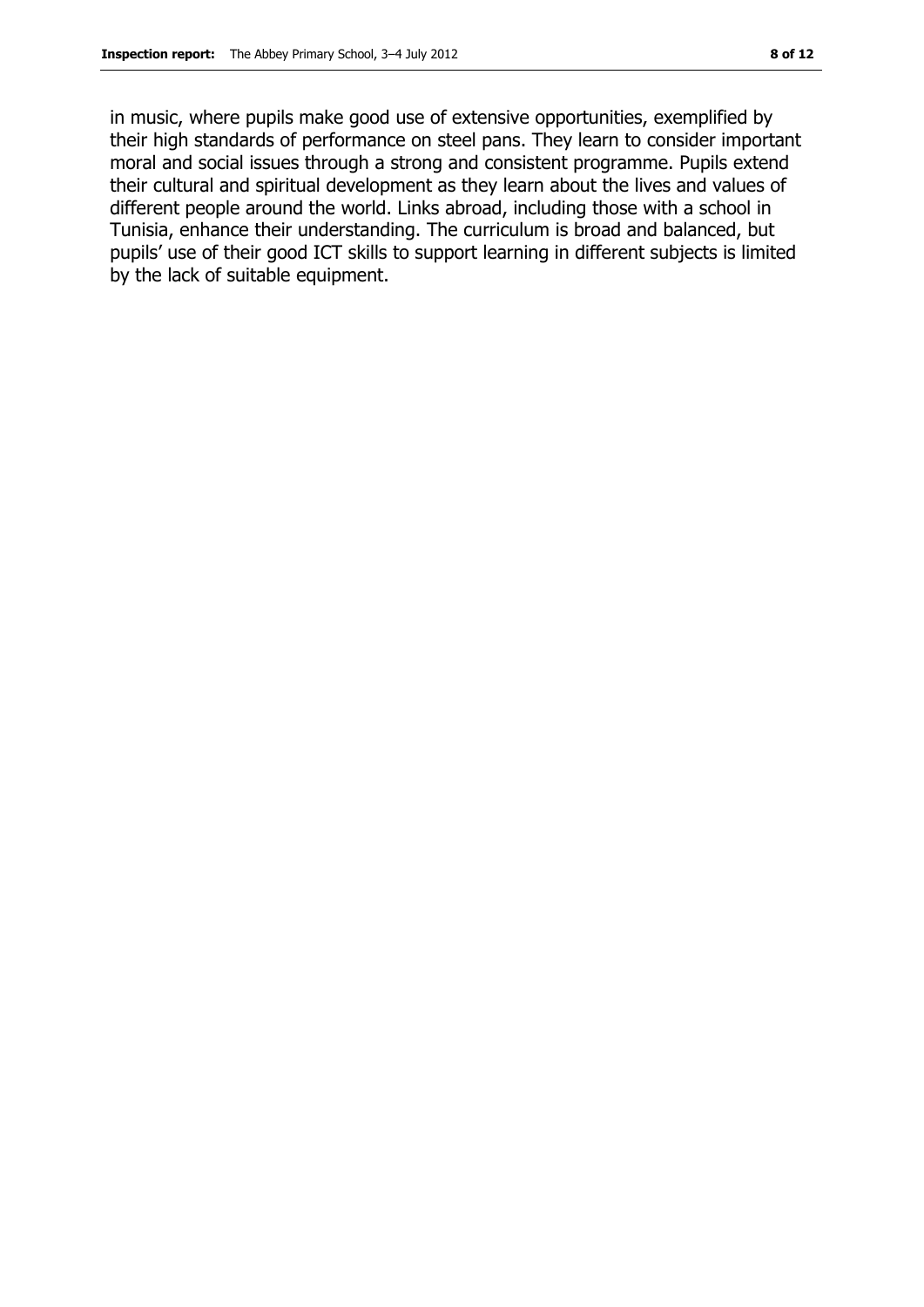in music, where pupils make good use of extensive opportunities, exemplified by their high standards of performance on steel pans. They learn to consider important moral and social issues through a strong and consistent programme. Pupils extend their cultural and spiritual development as they learn about the lives and values of different people around the world. Links abroad, including those with a school in Tunisia, enhance their understanding. The curriculum is broad and balanced, but pupils' use of their good ICT skills to support learning in different subjects is limited by the lack of suitable equipment.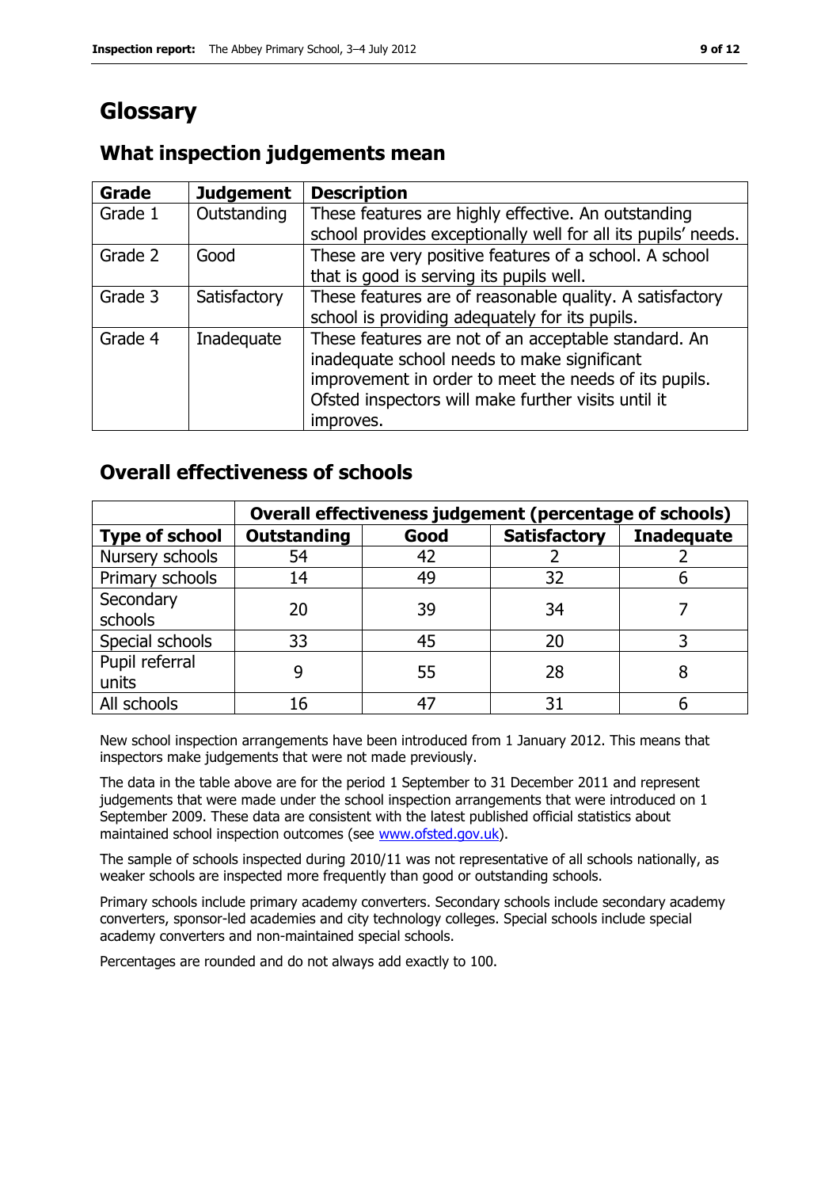# Glossary

## What inspection judgements mean

| Grade | Judgement | Description |
|---|---|---|
| Grade 1 | Outstanding | These features are highly effective. An outstanding school provides exceptionally well for all its pupils' needs. |
| Grade 2 | Good | These are very positive features of a school. A school that is good is serving its pupils well. |
| Grade 3 | Satisfactory | These features are of reasonable quality. A satisfactory school is providing adequately for its pupils. |
| Grade 4 | Inadequate | These features are not of an acceptable standard. An inadequate school needs to make significant improvement in order to meet the needs of its pupils. Ofsted inspectors will make further visits until it improves. |

## Overall effectiveness of schools

| | Overall effectiveness judgement (percentage of schools) | | | |
|---|---|---|---|---|
| **Type of school** | **Outstanding** | **Good** | **Satisfactory** | **Inadequate** |
| Nursery schools | 54 | 42 | 2 | 2 |
| Primary schools | 14 | 49 | 32 | 6 |
| Secondary schools | 20 | 39 | 34 | 7 |
| Special schools | 33 | 45 | 20 | 3 |
| Pupil referral units | 9 | 55 | 28 | 8 |
| All schools | 16 | 47 | 31 | 6 |

New school inspection arrangements have been introduced from 1 January 2012. This means that inspectors make judgements that were not made previously.

The data in the table above are for the period 1 September to 31 December 2011 and represent judgements that were made under the school inspection arrangements that were introduced on 1 September 2009. These data are consistent with the latest published official statistics about maintained school inspection outcomes (see www.ofsted.gov.uk).

The sample of schools inspected during 2010/11 was not representative of all schools nationally, as weaker schools are inspected more frequently than good or outstanding schools.

Primary schools include primary academy converters. Secondary schools include secondary academy converters, sponsor-led academies and city technology colleges. Special schools include special academy converters and non-maintained special schools.

Percentages are rounded and do not always add exactly to 100.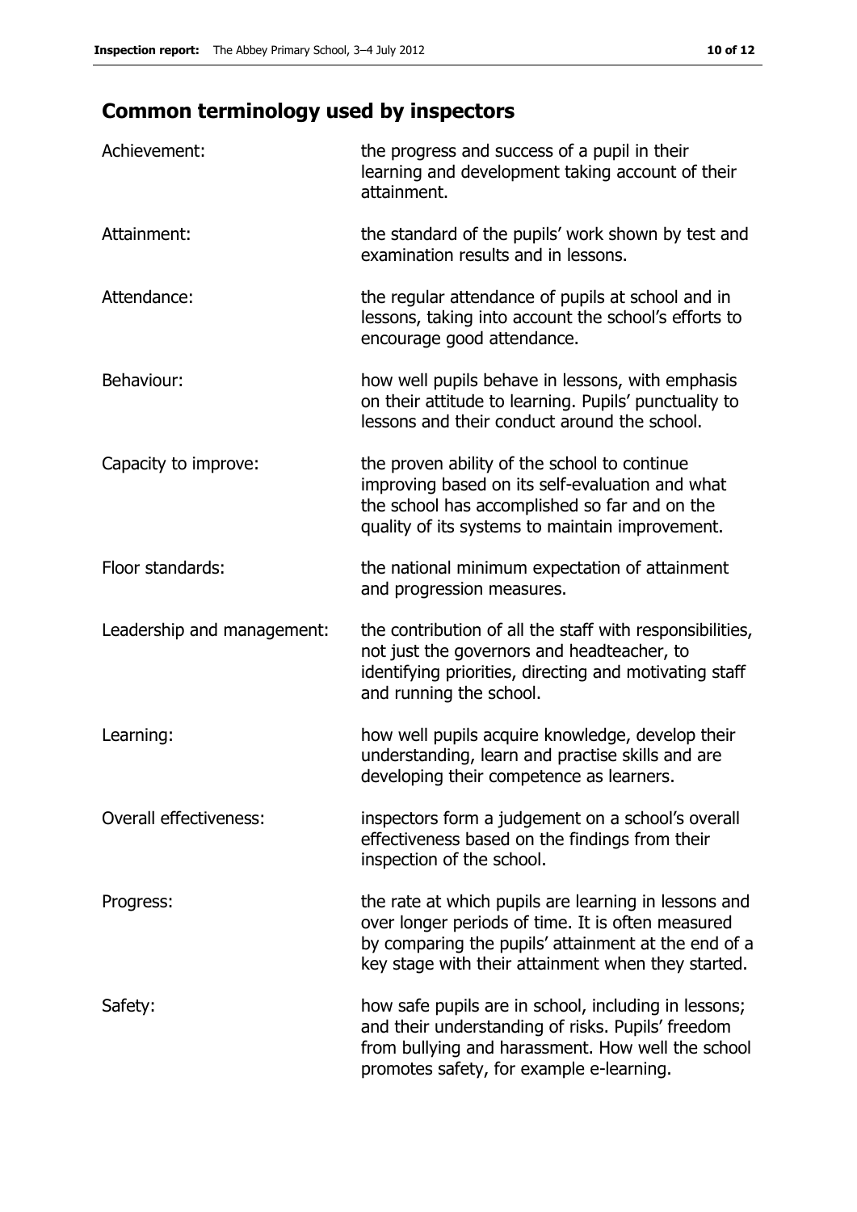## Common terminology used by inspectors

| | |
|---|---|
| Achievement: | the progress and success of a pupil in their learning and development taking account of their attainment. |
| Attainment: | the standard of the pupils' work shown by test and examination results and in lessons. |
| Attendance: | the regular attendance of pupils at school and in lessons, taking into account the school's efforts to encourage good attendance. |
| Behaviour: | how well pupils behave in lessons, with emphasis on their attitude to learning. Pupils' punctuality to lessons and their conduct around the school. |
| Capacity to improve: | the proven ability of the school to continue improving based on its self-evaluation and what the school has accomplished so far and on the quality of its systems to maintain improvement. |
| Floor standards: | the national minimum expectation of attainment and progression measures. |
| Leadership and management: | the contribution of all the staff with responsibilities, not just the governors and headteacher, to identifying priorities, directing and motivating staff and running the school. |
| Learning: | how well pupils acquire knowledge, develop their understanding, learn and practise skills and are developing their competence as learners. |
| Overall effectiveness: | inspectors form a judgement on a school's overall effectiveness based on the findings from their inspection of the school. |
| Progress: | the rate at which pupils are learning in lessons and over longer periods of time. It is often measured by comparing the pupils' attainment at the end of a key stage with their attainment when they started. |
| Safety: | how safe pupils are in school, including in lessons; and their understanding of risks. Pupils' freedom from bullying and harassment. How well the school promotes safety, for example e-learning. |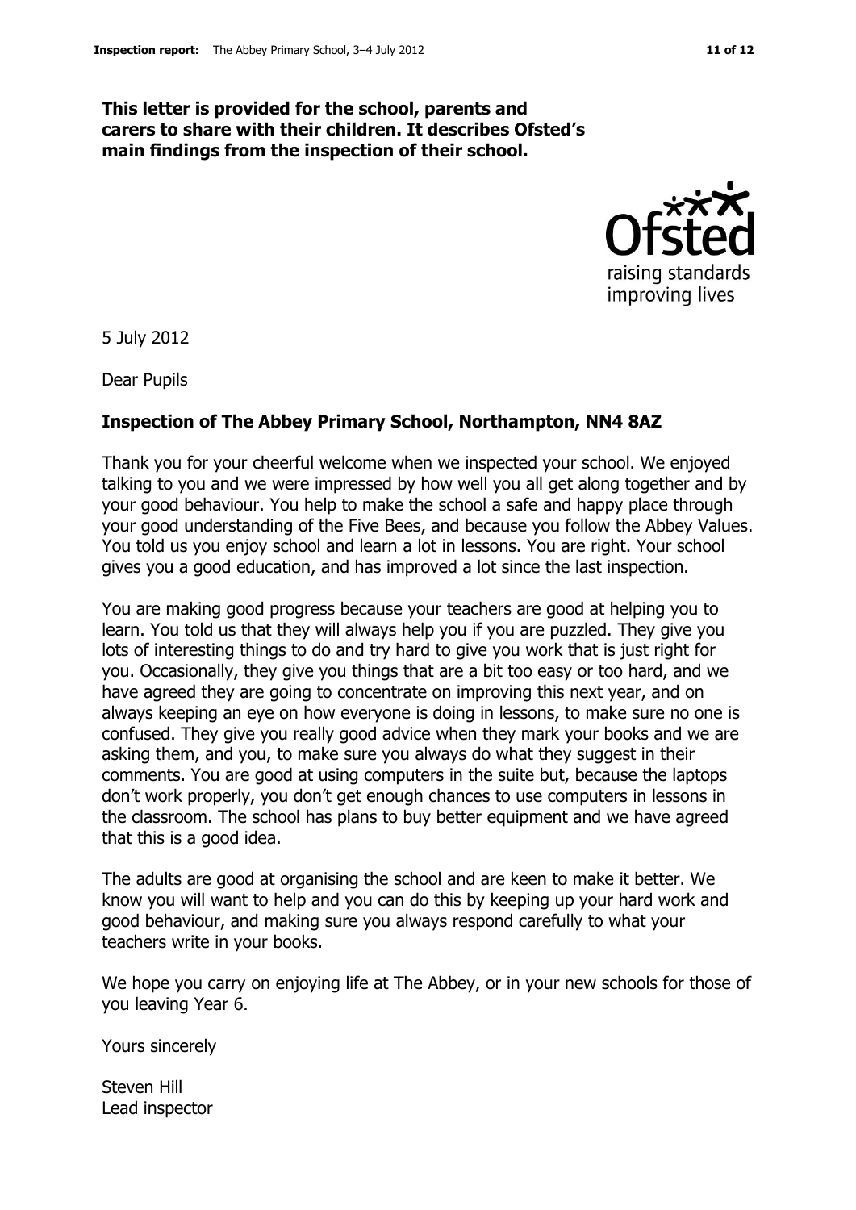**This letter is provided for the school, parents and carers to share with their children. It describes Ofsted's main findings from the inspection of their school.**

5 July 2012

Dear Pupils

**Inspection of The Abbey Primary School, Northampton, NN4 8AZ**

Thank you for your cheerful welcome when we inspected your school. We enjoyed talking to you and we were impressed by how well you all get along together and by your good behaviour. You help to make the school a safe and happy place through your good understanding of the Five Bees, and because you follow the Abbey Values. You told us you enjoy school and learn a lot in lessons. You are right. Your school gives you a good education, and has improved a lot since the last inspection.

You are making good progress because your teachers are good at helping you to learn. You told us that they will always help you if you are puzzled. They give you lots of interesting things to do and try hard to give you work that is just right for you. Occasionally, they give you things that are a bit too easy or too hard, and we have agreed they are going to concentrate on improving this next year, and on always keeping an eye on how everyone is doing in lessons, to make sure no one is confused. They give you really good advice when they mark your books and we are asking them, and you, to make sure you always do what they suggest in their comments. You are good at using computers in the suite but, because the laptops don't work properly, you don't get enough chances to use computers in lessons in the classroom. The school has plans to buy better equipment and we have agreed that this is a good idea.

The adults are good at organising the school and are keen to make it better. We know you will want to help and you can do this by keeping up your hard work and good behaviour, and making sure you always respond carefully to what your teachers write in your books.

We hope you carry on enjoying life at The Abbey, or in your new schools for those of you leaving Year 6.

Yours sincerely

Steven Hill
Lead inspector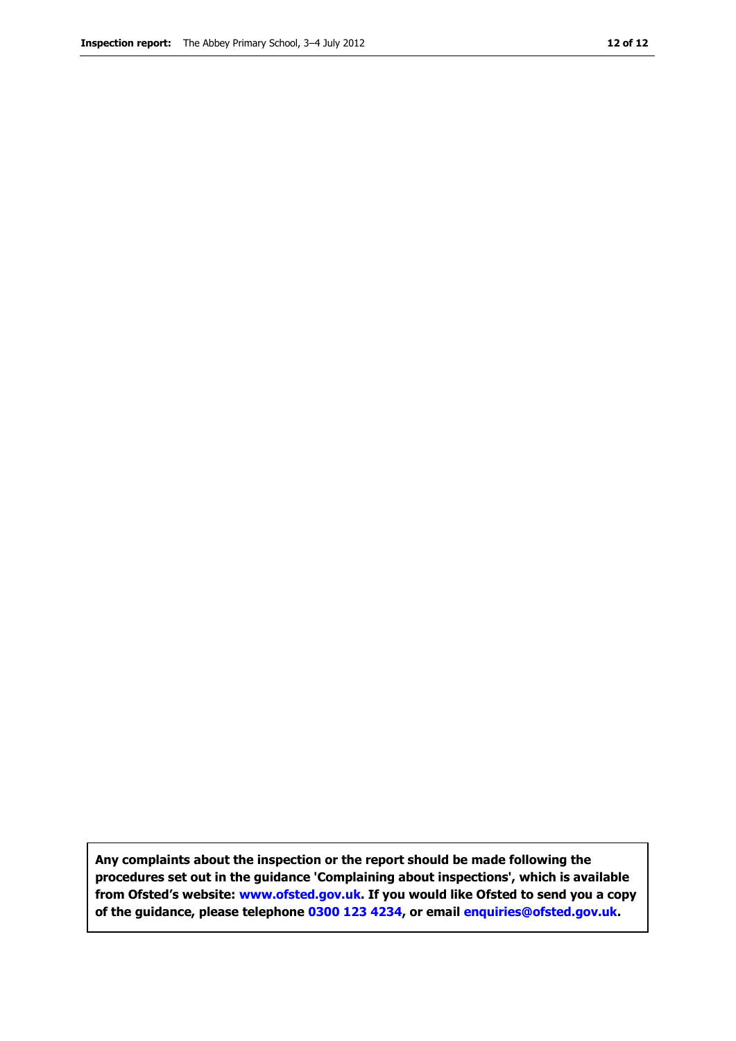**Any complaints about the inspection or the report should be made following the procedures set out in the guidance 'Complaining about inspections', which is available from Ofsted's website: www.ofsted.gov.uk. If you would like Ofsted to send you a copy of the guidance, please telephone 0300 123 4234, or email enquiries@ofsted.gov.uk.**